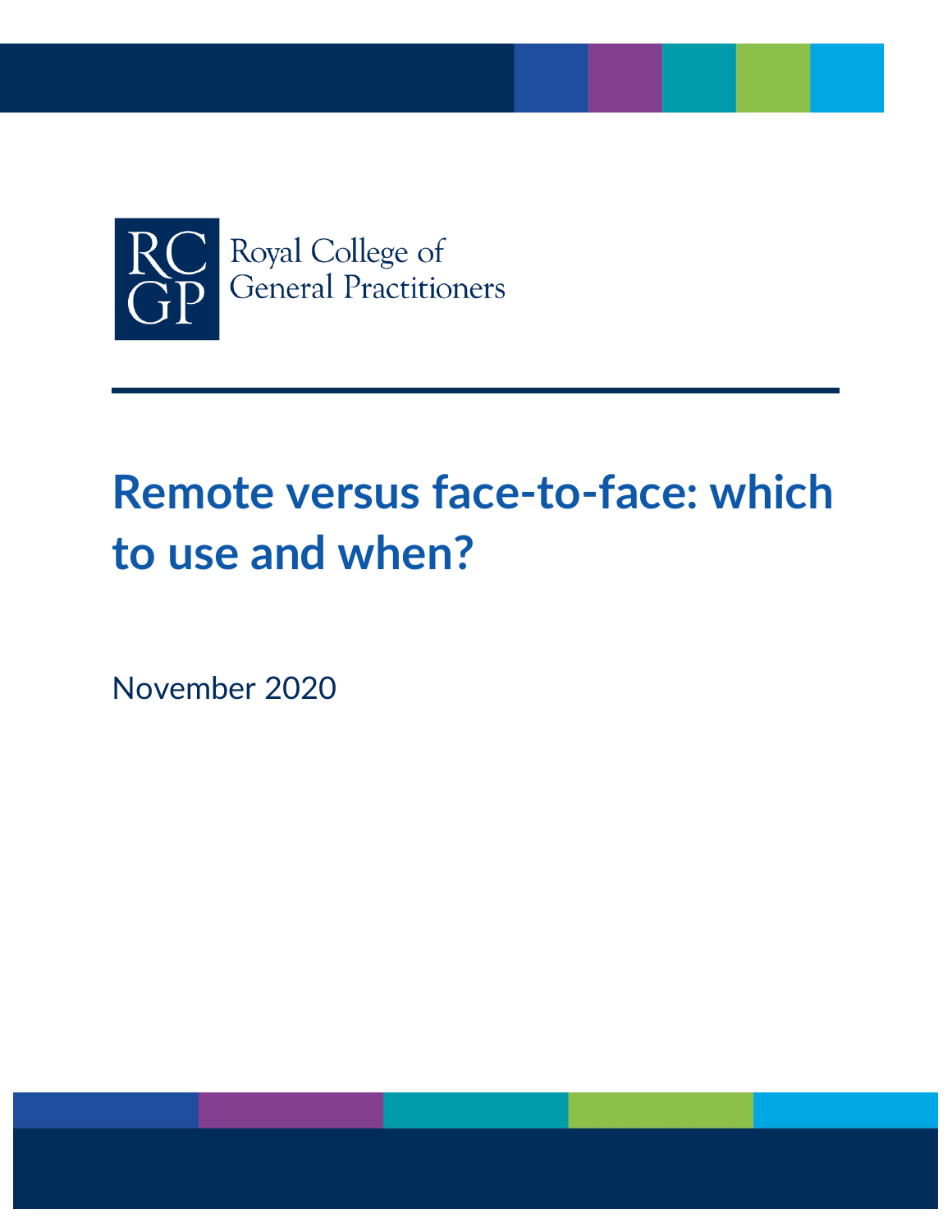Royal College of General Practitioners

# Remote versus face-to-face: which to use and when?

November 2020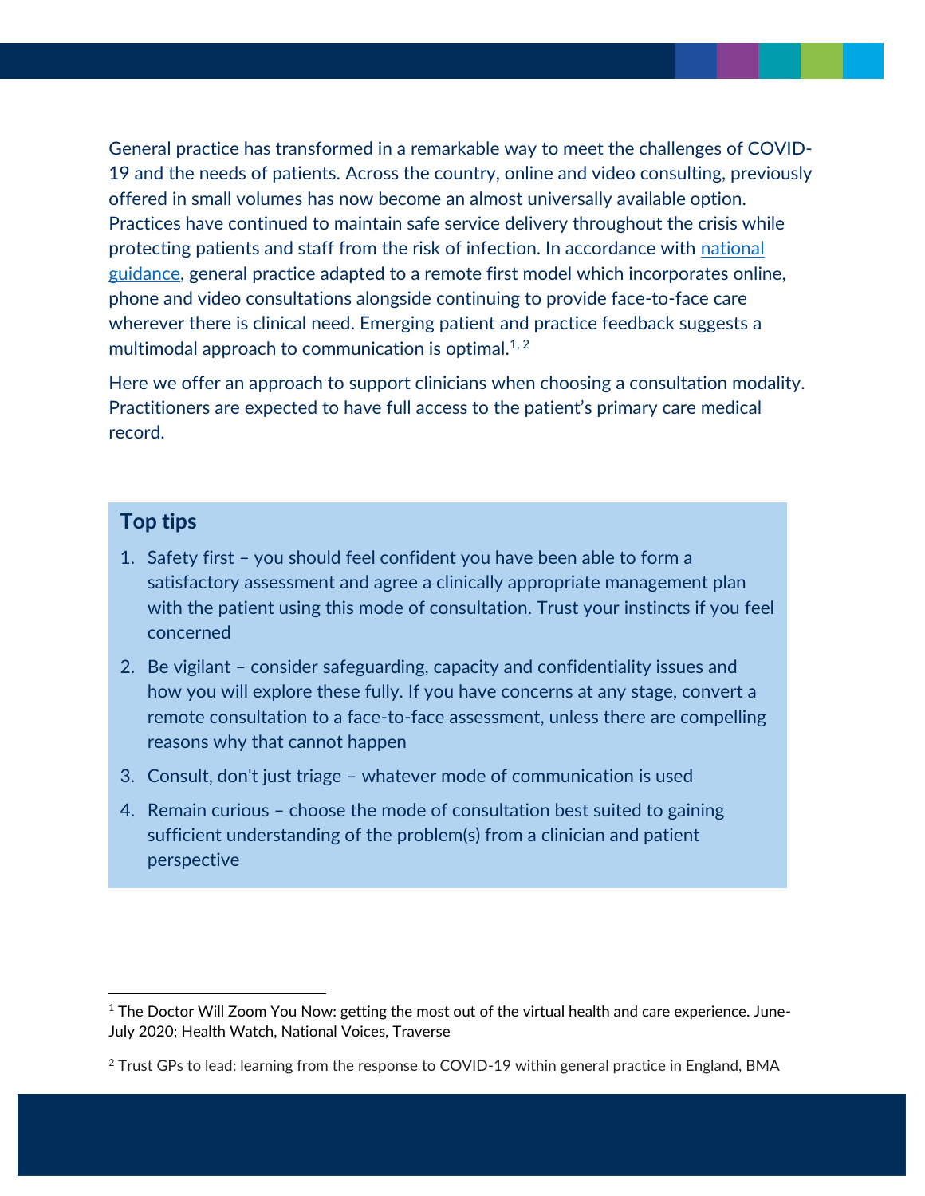General practice has transformed in a remarkable way to meet the challenges of COVID-19 and the needs of patients. Across the country, online and video consulting, previously offered in small volumes has now become an almost universally available option. Practices have continued to maintain safe service delivery throughout the crisis while protecting patients and staff from the risk of infection. In accordance with national guidance, general practice adapted to a remote first model which incorporates online, phone and video consultations alongside continuing to provide face-to-face care wherever there is clinical need. Emerging patient and practice feedback suggests a multimodal approach to communication is optimal.[1, 2]

Here we offer an approach to support clinicians when choosing a consultation modality. Practitioners are expected to have full access to the patient's primary care medical record.

## Top tips

1. Safety first – you should feel confident you have been able to form a satisfactory assessment and agree a clinically appropriate management plan with the patient using this mode of consultation. Trust your instincts if you feel concerned
2. Be vigilant – consider safeguarding, capacity and confidentiality issues and how you will explore these fully. If you have concerns at any stage, convert a remote consultation to a face-to-face assessment, unless there are compelling reasons why that cannot happen
3. Consult, don't just triage – whatever mode of communication is used
4. Remain curious – choose the mode of consultation best suited to gaining sufficient understanding of the problem(s) from a clinician and patient perspective

---

[1] The Doctor Will Zoom You Now: getting the most out of the virtual health and care experience. June-July 2020; Health Watch, National Voices, Traverse

[2] Trust GPs to lead: learning from the response to COVID-19 within general practice in England, BMA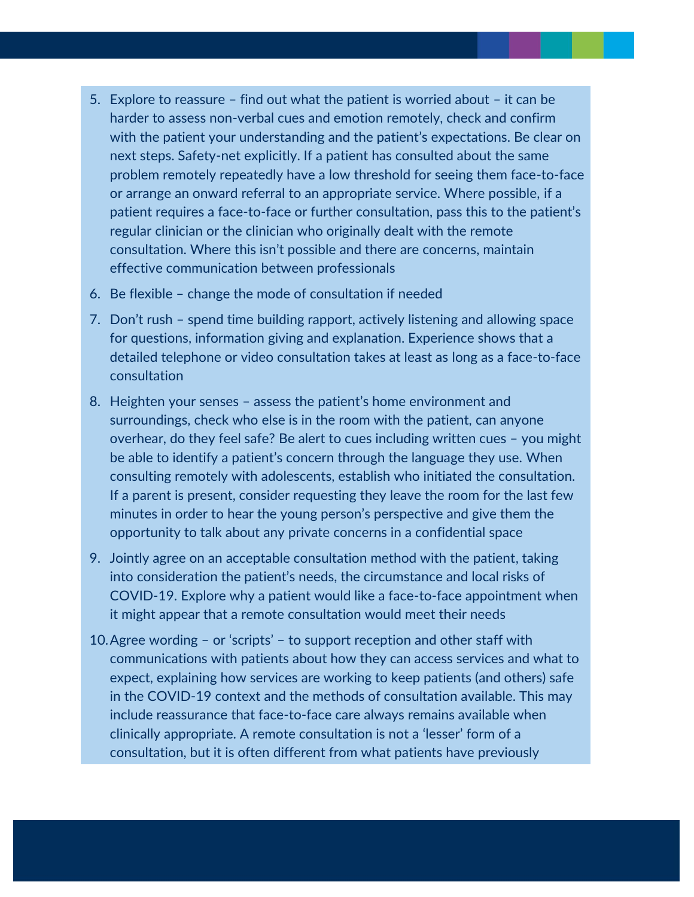5. Explore to reassure – find out what the patient is worried about – it can be harder to assess non-verbal cues and emotion remotely, check and confirm with the patient your understanding and the patient's expectations. Be clear on next steps. Safety-net explicitly. If a patient has consulted about the same problem remotely repeatedly have a low threshold for seeing them face-to-face or arrange an onward referral to an appropriate service. Where possible, if a patient requires a face-to-face or further consultation, pass this to the patient's regular clinician or the clinician who originally dealt with the remote consultation. Where this isn't possible and there are concerns, maintain effective communication between professionals
6. Be flexible – change the mode of consultation if needed
7. Don't rush – spend time building rapport, actively listening and allowing space for questions, information giving and explanation. Experience shows that a detailed telephone or video consultation takes at least as long as a face-to-face consultation
8. Heighten your senses – assess the patient's home environment and surroundings, check who else is in the room with the patient, can anyone overhear, do they feel safe? Be alert to cues including written cues – you might be able to identify a patient's concern through the language they use. When consulting remotely with adolescents, establish who initiated the consultation. If a parent is present, consider requesting they leave the room for the last few minutes in order to hear the young person's perspective and give them the opportunity to talk about any private concerns in a confidential space
9. Jointly agree on an acceptable consultation method with the patient, taking into consideration the patient's needs, the circumstance and local risks of COVID-19. Explore why a patient would like a face-to-face appointment when it might appear that a remote consultation would meet their needs
10. Agree wording – or 'scripts' – to support reception and other staff with communications with patients about how they can access services and what to expect, explaining how services are working to keep patients (and others) safe in the COVID-19 context and the methods of consultation available. This may include reassurance that face-to-face care always remains available when clinically appropriate. A remote consultation is not a 'lesser' form of a consultation, but it is often different from what patients have previously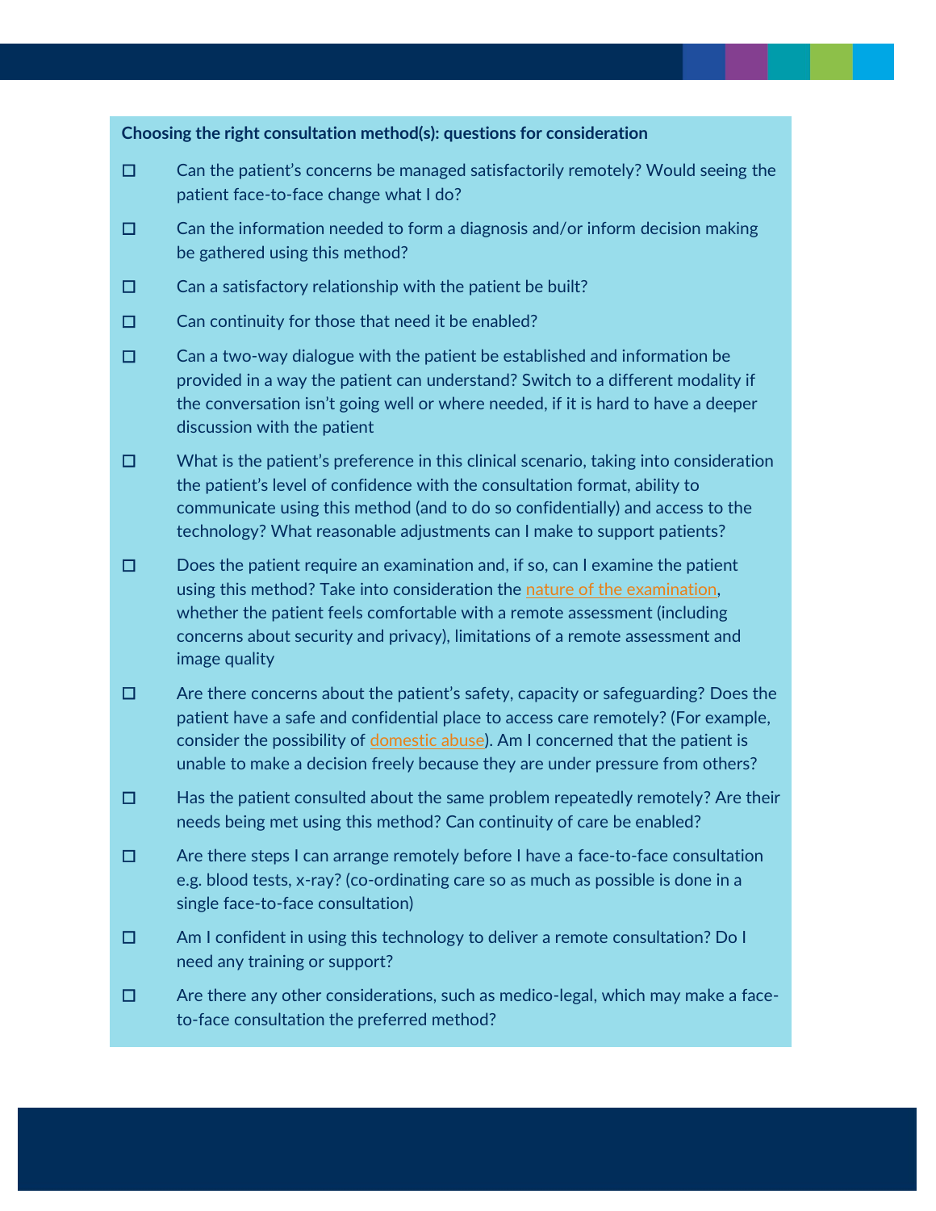**Choosing the right consultation method(s): questions for consideration**

- ☐ Can the patient's concerns be managed satisfactorily remotely? Would seeing the patient face-to-face change what I do?
- ☐ Can the information needed to form a diagnosis and/or inform decision making be gathered using this method?
- ☐ Can a satisfactory relationship with the patient be built?
- ☐ Can continuity for those that need it be enabled?
- ☐ Can a two-way dialogue with the patient be established and information be provided in a way the patient can understand? Switch to a different modality if the conversation isn't going well or where needed, if it is hard to have a deeper discussion with the patient
- ☐ What is the patient's preference in this clinical scenario, taking into consideration the patient's level of confidence with the consultation format, ability to communicate using this method (and to do so confidentially) and access to the technology? What reasonable adjustments can I make to support patients?
- ☐ Does the patient require an examination and, if so, can I examine the patient using this method? Take into consideration the nature of the examination, whether the patient feels comfortable with a remote assessment (including concerns about security and privacy), limitations of a remote assessment and image quality
- ☐ Are there concerns about the patient's safety, capacity or safeguarding? Does the patient have a safe and confidential place to access care remotely? (For example, consider the possibility of domestic abuse). Am I concerned that the patient is unable to make a decision freely because they are under pressure from others?
- ☐ Has the patient consulted about the same problem repeatedly remotely? Are their needs being met using this method? Can continuity of care be enabled?
- ☐ Are there steps I can arrange remotely before I have a face-to-face consultation e.g. blood tests, x-ray? (co-ordinating care so as much as possible is done in a single face-to-face consultation)
- ☐ Am I confident in using this technology to deliver a remote consultation? Do I need any training or support?
- ☐ Are there any other considerations, such as medico-legal, which may make a face-to-face consultation the preferred method?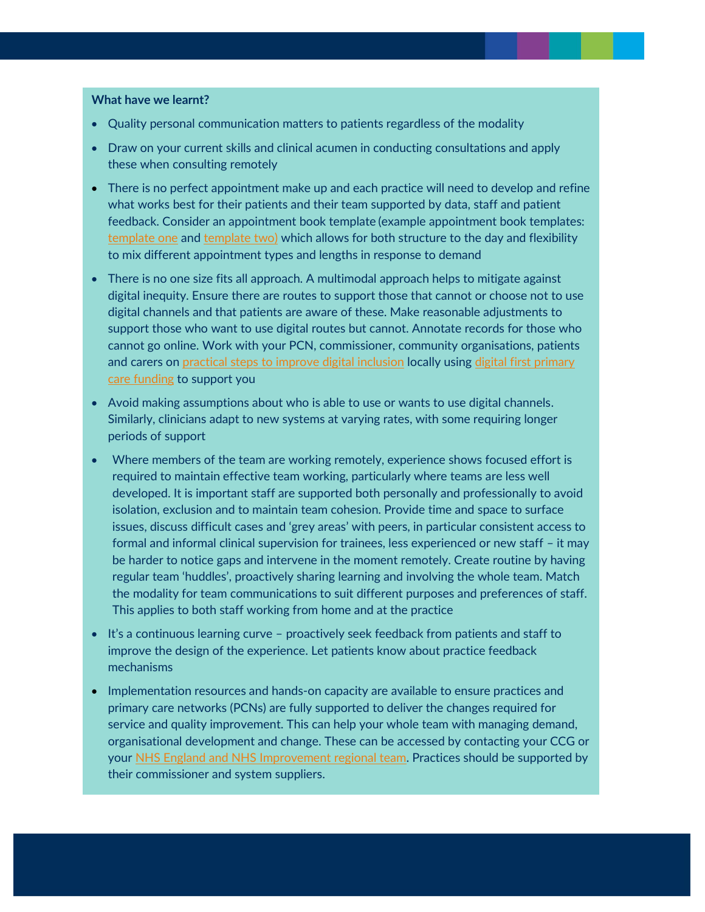**What have we learnt?**

- Quality personal communication matters to patients regardless of the modality
- Draw on your current skills and clinical acumen in conducting consultations and apply these when consulting remotely
- There is no perfect appointment make up and each practice will need to develop and refine what works best for their patients and their team supported by data, staff and patient feedback. Consider an appointment book template (example appointment book templates: template one and template two) which allows for both structure to the day and flexibility to mix different appointment types and lengths in response to demand
- There is no one size fits all approach. A multimodal approach helps to mitigate against digital inequity. Ensure there are routes to support those that cannot or choose not to use digital channels and that patients are aware of these. Make reasonable adjustments to support those who want to use digital routes but cannot. Annotate records for those who cannot go online. Work with your PCN, commissioner, community organisations, patients and carers on practical steps to improve digital inclusion locally using digital first primary care funding to support you
- Avoid making assumptions about who is able to use or wants to use digital channels. Similarly, clinicians adapt to new systems at varying rates, with some requiring longer periods of support
- Where members of the team are working remotely, experience shows focused effort is required to maintain effective team working, particularly where teams are less well developed. It is important staff are supported both personally and professionally to avoid isolation, exclusion and to maintain team cohesion. Provide time and space to surface issues, discuss difficult cases and 'grey areas' with peers, in particular consistent access to formal and informal clinical supervision for trainees, less experienced or new staff – it may be harder to notice gaps and intervene in the moment remotely. Create routine by having regular team 'huddles', proactively sharing learning and involving the whole team. Match the modality for team communications to suit different purposes and preferences of staff. This applies to both staff working from home and at the practice
- It's a continuous learning curve – proactively seek feedback from patients and staff to improve the design of the experience. Let patients know about practice feedback mechanisms
- Implementation resources and hands-on capacity are available to ensure practices and primary care networks (PCNs) are fully supported to deliver the changes required for service and quality improvement. This can help your whole team with managing demand, organisational development and change. These can be accessed by contacting your CCG or your NHS England and NHS Improvement regional team. Practices should be supported by their commissioner and system suppliers.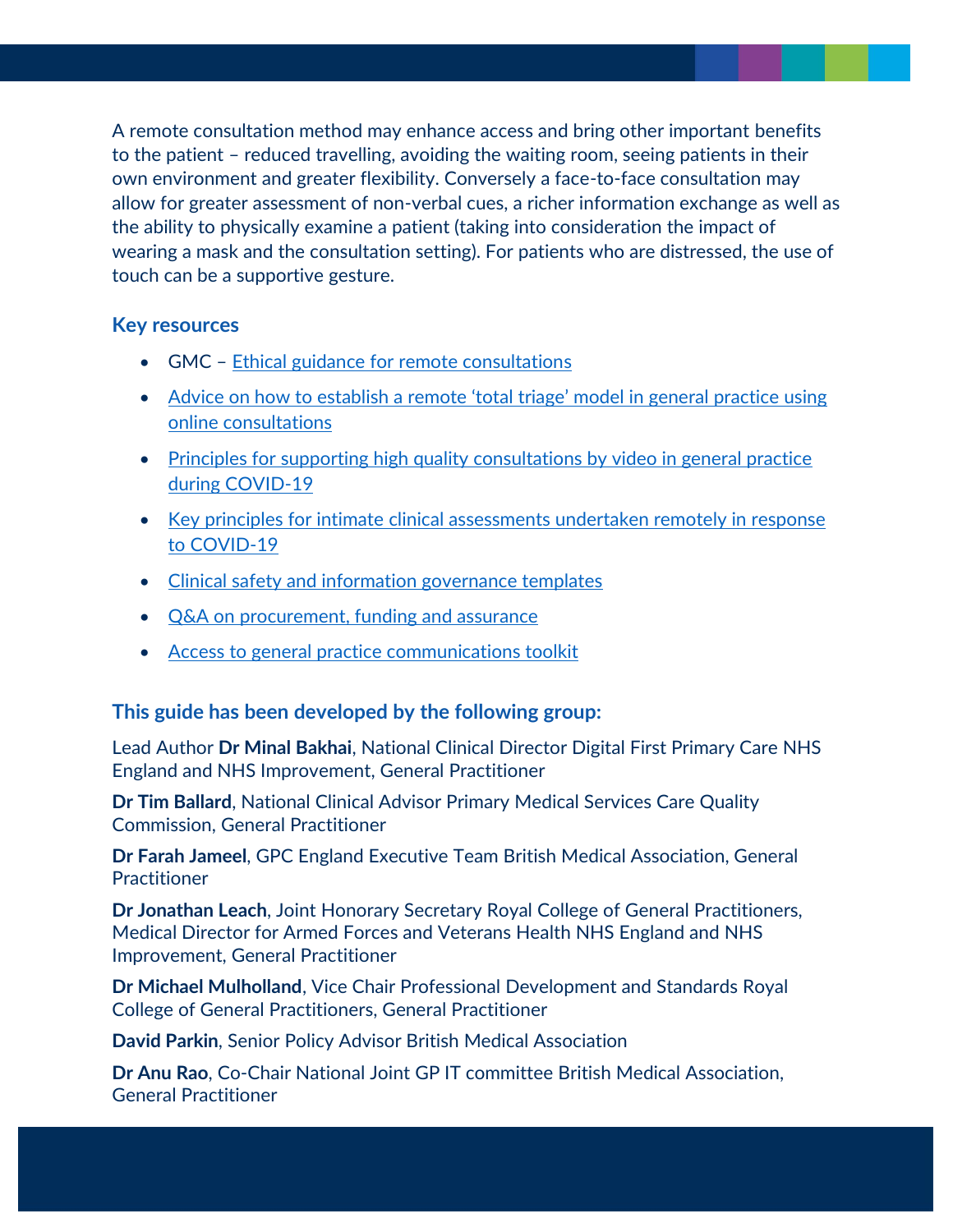A remote consultation method may enhance access and bring other important benefits to the patient – reduced travelling, avoiding the waiting room, seeing patients in their own environment and greater flexibility. Conversely a face-to-face consultation may allow for greater assessment of non-verbal cues, a richer information exchange as well as the ability to physically examine a patient (taking into consideration the impact of wearing a mask and the consultation setting). For patients who are distressed, the use of touch can be a supportive gesture.

## Key resources

- GMC – Ethical guidance for remote consultations
- Advice on how to establish a remote 'total triage' model in general practice using online consultations
- Principles for supporting high quality consultations by video in general practice during COVID-19
- Key principles for intimate clinical assessments undertaken remotely in response to COVID-19
- Clinical safety and information governance templates
- Q&A on procurement, funding and assurance
- Access to general practice communications toolkit

## This guide has been developed by the following group:

Lead Author **Dr Minal Bakhai**, National Clinical Director Digital First Primary Care NHS England and NHS Improvement, General Practitioner

**Dr Tim Ballard**, National Clinical Advisor Primary Medical Services Care Quality Commission, General Practitioner

**Dr Farah Jameel**, GPC England Executive Team British Medical Association, General Practitioner

**Dr Jonathan Leach**, Joint Honorary Secretary Royal College of General Practitioners, Medical Director for Armed Forces and Veterans Health NHS England and NHS Improvement, General Practitioner

**Dr Michael Mulholland**, Vice Chair Professional Development and Standards Royal College of General Practitioners, General Practitioner

**David Parkin**, Senior Policy Advisor British Medical Association

**Dr Anu Rao**, Co-Chair National Joint GP IT committee British Medical Association, General Practitioner